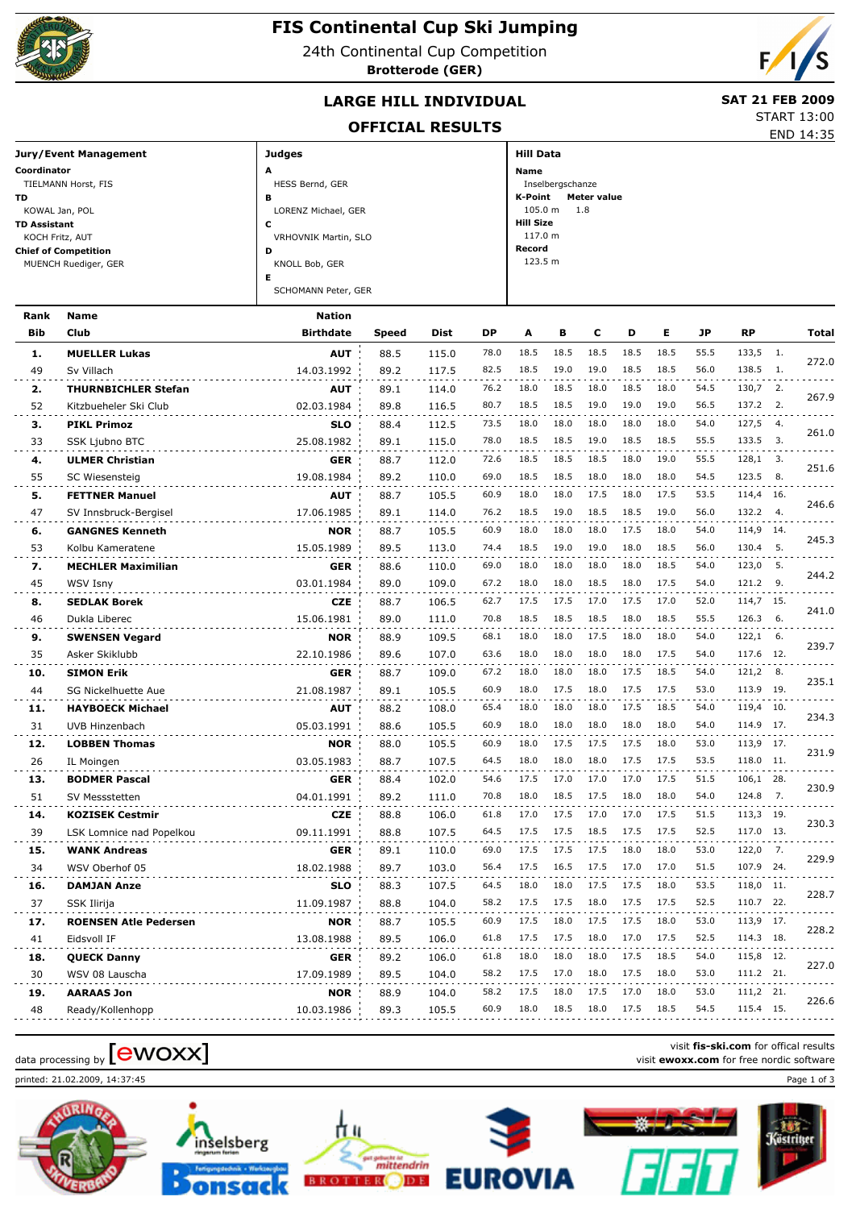# FIS Continental Cup Ski Jumping

24th Continental Cup Competition

**Brotterode (GER)**

## LARGE HILL INDIVIDUAL

## OFFICIAL RESULTS

**SAT 21 FEB 2009**

START 13:00

END 14:35

| Jury/Event Management | Judges | Hill Data |
|---|---|---|
| **Coordinator** TIELMANN Horst, FIS | **A** HESS Bernd, GER | **Name** Inselbergschanze |
| **TD** KOWAL Jan, POL | **B** LORENZ Michael, GER | **K-Point** 105.0 m **Meter value** 1.8 |
| **TD Assistant** KOCH Fritz, AUT | **C** VRHOVNIK Martin, SLO | **Hill Size** 117.0 m |
| **Chief of Competition** MUENCH Ruediger, GER | **D** KNOLL Bob, GER | **Record** 123.5 m |
| | **E** SCHOMANN Peter, GER | |

| Rank / Bib | Name / Club | Nation / Birthdate | Speed | Dist | DP | A | B | C | D | E | JP | RP | | Total |
|---|---|---|---|---|---|---|---|---|---|---|---|---|---|---|
| **1.** | **MUELLER Lukas** | **AUT** | 88.5 | 115.0 | 78.0 | 18.5 | 18.5 | 18.5 | 18.5 | 18.5 | 55.5 | 133,5 | 1. | 272.0 |
| 49 | Sv Villach | 14.03.1992 | 89.2 | 117.5 | 82.5 | 18.5 | 19.0 | 19.0 | 18.5 | 18.5 | 56.0 | 138.5 | 1. | |
| **2.** | **THURNBICHLER Stefan** | **AUT** | 89.1 | 114.0 | 76.2 | 18.0 | 18.5 | 18.0 | 18.5 | 18.0 | 54.5 | 130,7 | 2. | 267.9 |
| 52 | Kitzbueheler Ski Club | 02.03.1984 | 89.8 | 116.5 | 80.7 | 18.5 | 18.5 | 19.0 | 19.0 | 19.0 | 56.5 | 137.2 | 2. | |
| **3.** | **PIKL Primoz** | **SLO** | 88.4 | 112.5 | 73.5 | 18.0 | 18.0 | 18.0 | 18.0 | 18.0 | 54.0 | 127,5 | 4. | 261.0 |
| 33 | SSK Ljubno BTC | 25.08.1982 | 89.1 | 115.0 | 78.0 | 18.5 | 18.5 | 19.0 | 18.5 | 18.5 | 55.5 | 133.5 | 3. | |
| **4.** | **ULMER Christian** | **GER** | 88.7 | 112.0 | 72.6 | 18.5 | 18.5 | 18.5 | 18.0 | 19.0 | 55.5 | 128,1 | 3. | 251.6 |
| 55 | SC Wiesensteig | 19.08.1984 | 89.2 | 110.0 | 69.0 | 18.5 | 18.5 | 18.0 | 18.0 | 18.0 | 54.5 | 123.5 | 8. | |
| **5.** | **FETTNER Manuel** | **AUT** | 88.7 | 105.5 | 60.9 | 18.0 | 18.0 | 17.5 | 18.0 | 17.5 | 53.5 | 114,4 | 16. | 246.6 |
| 47 | SV Innsbruck-Bergisel | 17.06.1985 | 89.1 | 114.0 | 76.2 | 18.5 | 19.0 | 18.5 | 18.5 | 19.0 | 56.0 | 132.2 | 4. | |
| **6.** | **GANGNES Kenneth** | **NOR** | 88.7 | 105.5 | 60.9 | 18.0 | 18.0 | 18.0 | 17.5 | 18.0 | 54.0 | 114,9 | 14. | 245.3 |
| 53 | Kolbu Kameratene | 15.05.1989 | 89.5 | 113.0 | 74.4 | 18.5 | 19.0 | 19.0 | 18.0 | 18.5 | 56.0 | 130.4 | 5. | |
| **7.** | **MECHLER Maximilian** | **GER** | 88.6 | 110.0 | 69.0 | 18.0 | 18.0 | 18.0 | 18.0 | 18.5 | 54.0 | 123,0 | 5. | 244.2 |
| 45 | WSV Isny | 03.01.1984 | 89.0 | 109.0 | 67.2 | 18.0 | 18.0 | 18.5 | 18.0 | 17.5 | 54.0 | 121.2 | 9. | |
| **8.** | **SEDLAK Borek** | **CZE** | 88.7 | 106.5 | 62.7 | 17.5 | 17.5 | 17.0 | 17.5 | 17.0 | 52.0 | 114,7 | 15. | 241.0 |
| 46 | Dukla Liberec | 15.06.1981 | 89.0 | 111.0 | 70.8 | 18.5 | 18.5 | 18.5 | 18.0 | 18.5 | 55.5 | 126.3 | 6. | |
| **9.** | **SWENSEN Vegard** | **NOR** | 88.9 | 109.5 | 68.1 | 18.0 | 18.0 | 17.5 | 18.0 | 18.0 | 54.0 | 122,1 | 6. | 239.7 |
| 35 | Asker Skiklubb | 22.10.1986 | 89.6 | 107.0 | 63.6 | 18.0 | 18.0 | 18.0 | 18.0 | 17.5 | 54.0 | 117.6 | 12. | |
| **10.** | **SIMON Erik** | **GER** | 88.7 | 109.0 | 67.2 | 18.0 | 18.0 | 18.0 | 17.5 | 18.5 | 54.0 | 121,2 | 8. | 235.1 |
| 44 | SG Nickelhuette Aue | 21.08.1987 | 89.1 | 105.5 | 60.9 | 18.0 | 17.5 | 18.0 | 17.5 | 17.5 | 53.0 | 113.9 | 19. | |
| **11.** | **HAYBOECK Michael** | **AUT** | 88.2 | 108.0 | 65.4 | 18.0 | 18.0 | 18.0 | 17.5 | 18.5 | 54.0 | 119,4 | 10. | 234.3 |
| 31 | UVB Hinzenbach | 05.03.1991 | 88.6 | 105.5 | 60.9 | 18.0 | 18.0 | 18.0 | 18.0 | 18.0 | 54.0 | 114.9 | 17. | |
| **12.** | **LOBBEN Thomas** | **NOR** | 88.0 | 105.5 | 60.9 | 18.0 | 17.5 | 17.5 | 17.5 | 18.0 | 53.0 | 113,9 | 17. | 231.9 |
| 26 | IL Moingen | 03.05.1983 | 88.7 | 107.5 | 64.5 | 18.0 | 18.0 | 18.0 | 17.5 | 17.5 | 53.5 | 118.0 | 11. | |
| **13.** | **BODMER Pascal** | **GER** | 88.4 | 102.0 | 54.6 | 17.5 | 17.0 | 17.0 | 17.0 | 17.5 | 51.5 | 106,1 | 28. | 230.9 |
| 51 | SV Messstetten | 04.01.1991 | 89.2 | 111.0 | 70.8 | 18.0 | 18.5 | 17.5 | 18.0 | 18.0 | 54.0 | 124.8 | 7. | |
| **14.** | **KOZISEK Cestmir** | **CZE** | 88.8 | 106.0 | 61.8 | 17.0 | 17.5 | 17.0 | 17.0 | 17.5 | 51.5 | 113,3 | 19. | 230.3 |
| 39 | LSK Lomnice nad Popelkou | 09.11.1991 | 88.8 | 107.5 | 64.5 | 17.5 | 17.5 | 18.5 | 17.5 | 17.5 | 52.5 | 117.0 | 13. | |
| **15.** | **WANK Andreas** | **GER** | 89.1 | 110.0 | 69.0 | 17.5 | 17.5 | 17.5 | 18.0 | 18.0 | 53.0 | 122,0 | 7. | 229.9 |
| 34 | WSV Oberhof 05 | 18.02.1988 | 89.7 | 103.0 | 56.4 | 17.5 | 16.5 | 17.5 | 17.0 | 17.0 | 51.5 | 107.9 | 24. | |
| **16.** | **DAMJAN Anze** | **SLO** | 88.3 | 107.5 | 64.5 | 18.0 | 18.0 | 17.5 | 17.5 | 18.0 | 53.5 | 118,0 | 11. | 228.7 |
| 37 | SSK Ilirija | 11.09.1987 | 88.8 | 104.0 | 58.2 | 17.5 | 17.5 | 18.0 | 17.5 | 17.5 | 52.5 | 110.7 | 22. | |
| **17.** | **ROENSEN Atle Pedersen** | **NOR** | 88.7 | 105.5 | 60.9 | 17.5 | 18.0 | 17.5 | 17.5 | 18.0 | 53.0 | 113,9 | 17. | 228.2 |
| 41 | Eidsvoll IF | 13.08.1988 | 89.5 | 106.0 | 61.8 | 17.5 | 17.5 | 18.0 | 17.0 | 17.5 | 52.5 | 114.3 | 18. | |
| **18.** | **QUECK Danny** | **GER** | 89.2 | 106.0 | 61.8 | 18.0 | 18.0 | 18.0 | 17.5 | 18.5 | 54.0 | 115,8 | 12. | 227.0 |
| 30 | WSV 08 Lauscha | 17.09.1989 | 89.5 | 104.0 | 58.2 | 17.5 | 17.0 | 18.0 | 17.5 | 18.0 | 53.0 | 111.2 | 21. | |
| **19.** | **AARAAS Jon** | **NOR** | 88.9 | 104.0 | 58.2 | 17.5 | 18.0 | 17.5 | 17.0 | 18.0 | 53.0 | 111,2 | 21. | 226.6 |
| 48 | Ready/Kollenhopp | 10.03.1986 | 89.3 | 105.5 | 60.9 | 18.0 | 18.5 | 18.0 | 17.5 | 18.5 | 54.5 | 115.4 | 15. | |

data processing by ewoxx

visit **fis-ski.com** for offical results

visit **ewoxx.com** for free nordic software

printed: 21.02.2009, 14:37:45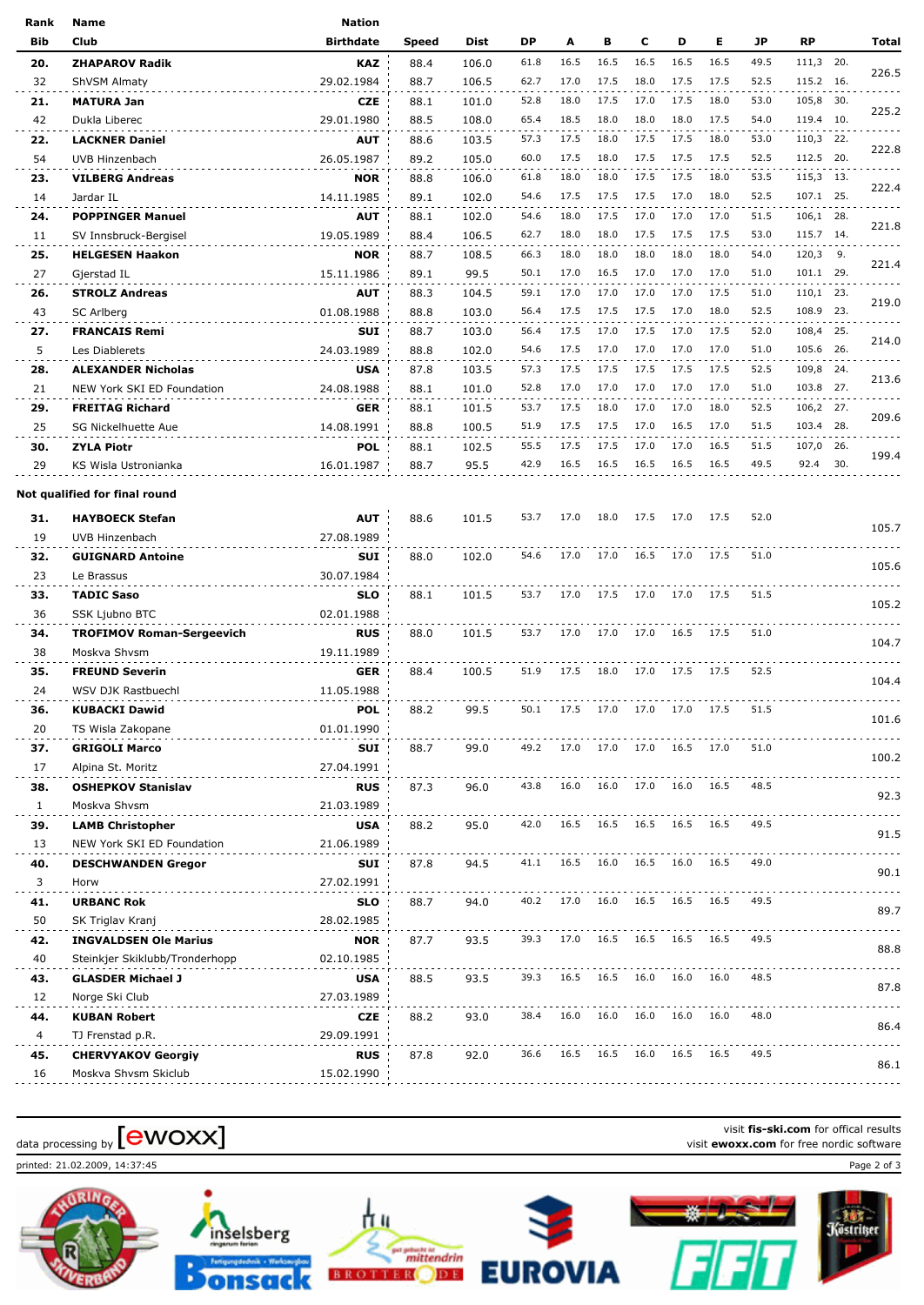| Rank | Name | Nation | Speed | Dist | DP | A | B | C | D | E | JP | RP | | Total |
|---|---|---|---|---|---|---|---|---|---|---|---|---|---|---|
| Bib | Club | Birthdate | | | | | | | | | | | | |
| 20. | ZHAPAROV Radik | KAZ | 88.4 | 106.0 | 61.8 | 16.5 | 16.5 | 16.5 | 16.5 | 16.5 | 49.5 | 111,3 | 20. | 226.5 |
| 32 | ShVSM Almaty | 29.02.1984 | 88.7 | 106.5 | 62.7 | 17.0 | 17.5 | 18.0 | 17.5 | 17.5 | 52.5 | 115.2 | 16. | |
| 21. | MATURA Jan | CZE | 88.1 | 101.0 | 52.8 | 18.0 | 17.5 | 17.0 | 17.5 | 18.0 | 53.0 | 105,8 | 30. | 225.2 |
| 42 | Dukla Liberec | 29.01.1980 | 88.5 | 108.0 | 65.4 | 18.5 | 18.0 | 18.0 | 18.0 | 17.5 | 54.0 | 119.4 | 10. | |
| 22. | LACKNER Daniel | AUT | 88.6 | 103.5 | 57.3 | 17.5 | 18.0 | 17.5 | 17.5 | 18.0 | 53.0 | 110,3 | 22. | 222.8 |
| 54 | UVB Hinzenbach | 26.05.1987 | 89.2 | 105.0 | 60.0 | 17.5 | 18.0 | 17.5 | 17.5 | 17.5 | 52.5 | 112.5 | 20. | |
| 23. | VILBERG Andreas | NOR | 88.8 | 106.0 | 61.8 | 18.0 | 18.0 | 17.5 | 17.5 | 18.0 | 53.5 | 115,3 | 13. | 222.4 |
| 14 | Jardar IL | 14.11.1985 | 89.1 | 102.0 | 54.6 | 17.5 | 17.5 | 17.5 | 17.0 | 18.0 | 52.5 | 107.1 | 25. | |
| 24. | POPPINGER Manuel | AUT | 88.1 | 102.0 | 54.6 | 18.0 | 17.5 | 17.0 | 17.0 | 17.0 | 51.5 | 106,1 | 28. | 221.8 |
| 11 | SV Innsbruck-Bergisel | 19.05.1989 | 88.4 | 106.5 | 62.7 | 18.0 | 18.0 | 17.5 | 17.5 | 17.5 | 53.0 | 115.7 | 14. | |
| 25. | HELGESEN Haakon | NOR | 88.7 | 108.5 | 66.3 | 18.0 | 18.0 | 18.0 | 18.0 | 18.0 | 54.0 | 120,3 | 9. | 221.4 |
| 27 | Gjerstad IL | 15.11.1986 | 89.1 | 99.5 | 50.1 | 17.0 | 16.5 | 17.0 | 17.0 | 17.0 | 51.0 | 101.1 | 29. | |
| 26. | STROLZ Andreas | AUT | 88.3 | 104.5 | 59.1 | 17.0 | 17.0 | 17.0 | 17.0 | 17.0 | 51.0 | 110,1 | 23. | 219.0 |
| 43 | SC Arlberg | 01.08.1988 | 88.8 | 103.0 | 56.4 | 17.5 | 17.5 | 17.5 | 17.0 | 18.0 | 52.5 | 108.9 | 23. | |
| 27. | FRANCAIS Remi | SUI | 88.7 | 103.0 | 56.4 | 17.5 | 17.0 | 17.5 | 17.0 | 17.5 | 52.0 | 108,4 | 25. | 214.0 |
| 5 | Les Diablerets | 24.03.1989 | 88.8 | 102.0 | 54.6 | 17.5 | 17.0 | 17.0 | 17.0 | 17.0 | 51.0 | 105.6 | 26. | |
| 28. | ALEXANDER Nicholas | USA | 87.8 | 103.5 | 57.3 | 17.5 | 17.5 | 17.5 | 17.5 | 17.5 | 52.5 | 109,8 | 24. | 213.6 |
| 21 | NEW York SKI ED Foundation | 24.08.1988 | 88.1 | 101.0 | 52.8 | 17.0 | 17.0 | 17.0 | 17.0 | 17.0 | 51.0 | 103.8 | 27. | |
| 29. | FREITAG Richard | GER | 88.1 | 101.5 | 53.7 | 17.5 | 18.0 | 17.0 | 17.0 | 18.0 | 52.5 | 106,2 | 27. | 209.6 |
| 25 | SG Nickelhuette Aue | 14.08.1991 | 88.8 | 100.5 | 51.9 | 17.5 | 17.5 | 17.0 | 16.5 | 17.0 | 51.5 | 103.4 | 28. | |
| 30. | ZYLA Piotr | POL | 88.1 | 102.5 | 55.5 | 17.5 | 17.5 | 17.0 | 17.0 | 16.5 | 51.5 | 107,0 | 26. | 199.4 |
| 29 | KS Wisla Ustronianka | 16.01.1987 | 88.7 | 95.5 | 42.9 | 16.5 | 16.5 | 16.5 | 16.5 | 16.5 | 49.5 | 92.4 | 30. | |

**Not qualified for final round**

| Rank | Name | Nation | Speed | Dist | DP | A | B | C | D | E | JP | Total |
|---|---|---|---|---|---|---|---|---|---|---|---|---|
| Bib | Club | Birthdate | | | | | | | | | | |
| 31. | HAYBOECK Stefan | AUT | 88.6 | 101.5 | 53.7 | 17.0 | 18.0 | 17.5 | 17.0 | 17.5 | 52.0 | 105.7 |
| 19 | UVB Hinzenbach | 27.08.1989 | | | | | | | | | | |
| 32. | GUIGNARD Antoine | SUI | 88.0 | 102.0 | 54.6 | 17.0 | 17.0 | 16.5 | 17.0 | 17.5 | 51.0 | 105.6 |
| 23 | Le Brassus | 30.07.1984 | | | | | | | | | | |
| 33. | TADIC Saso | SLO | 88.1 | 101.5 | 53.7 | 17.0 | 17.5 | 17.0 | 17.0 | 17.5 | 51.5 | 105.2 |
| 36 | SSK Ljubno BTC | 02.01.1988 | | | | | | | | | | |
| 34. | TROFIMOV Roman-Sergeevich | RUS | 88.0 | 101.5 | 53.7 | 17.0 | 17.0 | 17.0 | 16.5 | 17.5 | 51.0 | 104.7 |
| 38 | Moskva Shvsm | 19.11.1989 | | | | | | | | | | |
| 35. | FREUND Severin | GER | 88.4 | 100.5 | 51.9 | 17.5 | 18.0 | 17.0 | 17.5 | 17.5 | 52.5 | 104.4 |
| 24 | WSV DJK Rastbuechl | 11.05.1988 | | | | | | | | | | |
| 36. | KUBACKI Dawid | POL | 88.2 | 99.5 | 50.1 | 17.5 | 17.0 | 17.0 | 17.0 | 17.5 | 51.5 | 101.6 |
| 20 | TS Wisla Zakopane | 01.01.1990 | | | | | | | | | | |
| 37. | GRIGOLI Marco | SUI | 88.7 | 99.0 | 49.2 | 17.0 | 17.0 | 17.0 | 16.5 | 17.0 | 51.0 | 100.2 |
| 17 | Alpina St. Moritz | 27.04.1991 | | | | | | | | | | |
| 38. | OSHEPKOV Stanislav | RUS | 87.3 | 96.0 | 43.8 | 16.0 | 16.0 | 17.0 | 16.0 | 16.5 | 48.5 | 92.3 |
| 1 | Moskva Shvsm | 21.03.1989 | | | | | | | | | | |
| 39. | LAMB Christopher | USA | 88.2 | 95.0 | 42.0 | 16.5 | 16.5 | 16.5 | 16.5 | 16.5 | 49.5 | 91.5 |
| 13 | NEW York SKI ED Foundation | 21.06.1989 | | | | | | | | | | |
| 40. | DESCHWANDEN Gregor | SUI | 87.8 | 94.5 | 41.1 | 16.5 | 16.0 | 16.5 | 16.0 | 16.5 | 49.0 | 90.1 |
| 3 | Horw | 27.02.1991 | | | | | | | | | | |
| 41. | URBANC Rok | SLO | 88.7 | 94.0 | 40.2 | 17.0 | 16.0 | 16.5 | 16.5 | 16.5 | 49.5 | 89.7 |
| 50 | SK Triglav Kranj | 28.02.1985 | | | | | | | | | | |
| 42. | INGVALDSEN Ole Marius | NOR | 87.7 | 93.5 | 39.3 | 17.0 | 16.5 | 16.5 | 16.5 | 16.5 | 49.5 | 88.8 |
| 40 | Steinkjer Skiklubb/Tronderhopp | 02.10.1985 | | | | | | | | | | |
| 43. | GLASDER Michael J | USA | 88.5 | 93.5 | 39.3 | 16.5 | 16.5 | 16.0 | 16.0 | 16.0 | 48.5 | 87.8 |
| 12 | Norge Ski Club | 27.03.1989 | | | | | | | | | | |
| 44. | KUBAN Robert | CZE | 88.2 | 93.0 | 38.4 | 16.0 | 16.0 | 16.0 | 16.0 | 16.0 | 48.0 | 86.4 |
| 4 | TJ Frenstad p.R. | 29.09.1991 | | | | | | | | | | |
| 45. | CHERVYAKOV Georgiy | RUS | 87.8 | 92.0 | 36.6 | 16.5 | 16.5 | 16.0 | 16.5 | 16.5 | 49.5 | 86.1 |
| 16 | Moskva Shvsm Skiclub | 15.02.1990 | | | | | | | | | | |

data processing by [ewoxx]

visit **fis-ski.com** for offical results
visit **ewoxx.com** for free nordic software

printed: 21.02.2009, 14:37:45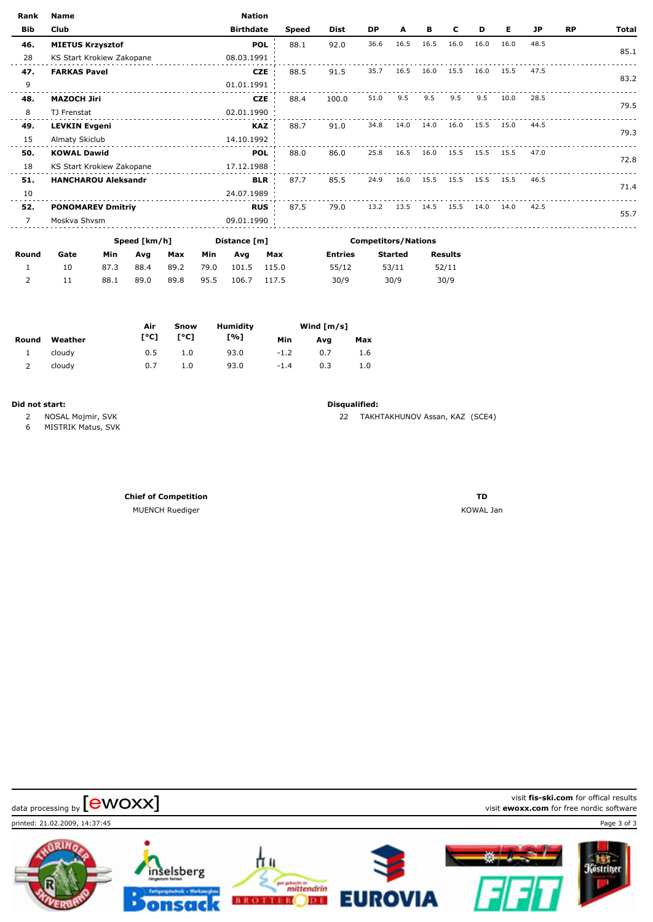| Rank | Name | Nation | Speed | Dist | DP | A | B | C | D | E | JP | RP | Total |
|---|---|---|---|---|---|---|---|---|---|---|---|---|---|
| Bib | Club | Birthdate | | | | | | | | | | | |
| 46. | MIETUS Krzysztof | POL | 88.1 | 92.0 | 36.6 | 16.5 | 16.5 | 16.0 | 16.0 | 16.0 | 48.5 | | 85.1 |
| 28 | KS Start Krokiew Zakopane | 08.03.1991 | | | | | | | | | | | |
| 47. | FARKAS Pavel | CZE | 88.5 | 91.5 | 35.7 | 16.5 | 16.0 | 15.5 | 16.0 | 15.5 | 47.5 | | 83.2 |
| 9 | | 01.01.1991 | | | | | | | | | | | |
| 48. | MAZOCH Jiri | CZE | 88.4 | 100.0 | 51.0 | 9.5 | 9.5 | 9.5 | 9.5 | 10.0 | 28.5 | | 79.5 |
| 8 | TJ Frenstat | 02.01.1990 | | | | | | | | | | | |
| 49. | LEVKIN Evgeni | KAZ | 88.7 | 91.0 | 34.8 | 14.0 | 14.0 | 16.0 | 15.5 | 15.0 | 44.5 | | 79.3 |
| 15 | Almaty Skiclub | 14.10.1992 | | | | | | | | | | | |
| 50. | KOWAL Dawid | POL | 88.0 | 86.0 | 25.8 | 16.5 | 16.0 | 15.5 | 15.5 | 15.5 | 47.0 | | 72.8 |
| 18 | KS Start Krokiew Zakopane | 17.12.1988 | | | | | | | | | | | |
| 51. | HANCHAROU Aleksandr | BLR | 87.7 | 85.5 | 24.9 | 16.0 | 15.5 | 15.5 | 15.5 | 15.5 | 46.5 | | 71.4 |
| 10 | | 24.07.1989 | | | | | | | | | | | |
| 52. | PONOMAREV Dmitriy | RUS | 87.5 | 79.0 | 13.2 | 13.5 | 14.5 | 15.5 | 14.0 | 14.0 | 42.5 | | 55.7 |
| 7 | Moskva Shvsm | 09.01.1990 | | | | | | | | | | | |

| | | Speed [km/h] | | | Distance [m] | | | Competitors/Nations | | |
|---|---|---|---|---|---|---|---|---|---|---|
| Round | Gate | Min | Avg | Max | Min | Avg | Max | Entries | Started | Results |
| 1 | 10 | 87.3 | 88.4 | 89.2 | 79.0 | 101.5 | 115.0 | 55/12 | 53/11 | 52/11 |
| 2 | 11 | 88.1 | 89.0 | 89.8 | 95.5 | 106.7 | 117.5 | 30/9 | 30/9 | 30/9 |

| Round | Weather | Air [°C] | Snow [°C] | Humidity [%] | Wind [m/s] Min | Avg | Max |
|---|---|---|---|---|---|---|---|
| 1 | cloudy | 0.5 | 1.0 | 93.0 | -1.2 | 0.7 | 1.6 |
| 2 | cloudy | 0.7 | 1.0 | 93.0 | -1.4 | 0.3 | 1.0 |

**Did not start:**

2 NOSAL Mojmir, SVK
6 MISTRIK Matus, SVK

**Disqualified:**

22 TAKHTAKHUNOV Assan, KAZ (SCE4)

**Chief of Competition**
MUENCH Ruediger

**TD**
KOWAL Jan

data processing by [ewoxx]

visit **fis-ski.com** for offical results
visit **ewoxx.com** for free nordic software

printed: 21.02.2009, 14:37:45